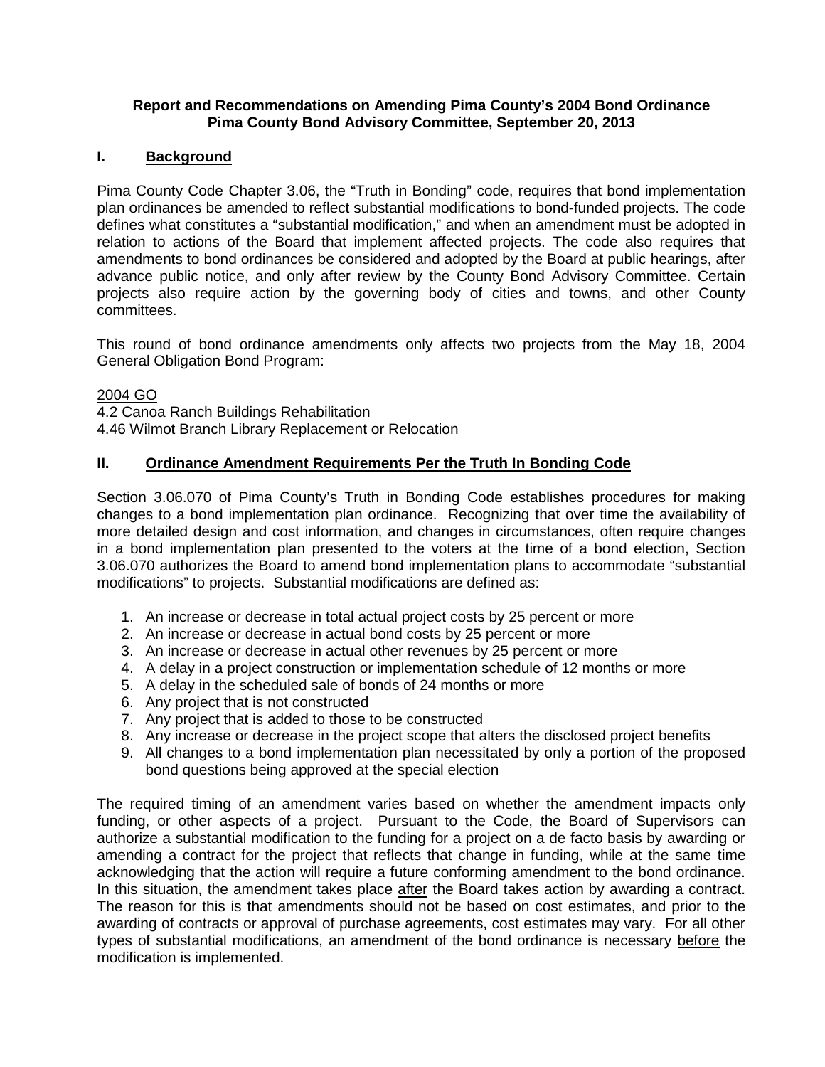**Report and Recommendations on Amending Pima County's 2004 Bond Ordinance**
**Pima County Bond Advisory Committee, September 20, 2013**

## I. Background

Pima County Code Chapter 3.06, the "Truth in Bonding" code, requires that bond implementation plan ordinances be amended to reflect substantial modifications to bond-funded projects. The code defines what constitutes a "substantial modification," and when an amendment must be adopted in relation to actions of the Board that implement affected projects. The code also requires that amendments to bond ordinances be considered and adopted by the Board at public hearings, after advance public notice, and only after review by the County Bond Advisory Committee. Certain projects also require action by the governing body of cities and towns, and other County committees.

This round of bond ordinance amendments only affects two projects from the May 18, 2004 General Obligation Bond Program:

2004 GO
4.2 Canoa Ranch Buildings Rehabilitation
4.46 Wilmot Branch Library Replacement or Relocation

## II. Ordinance Amendment Requirements Per the Truth In Bonding Code

Section 3.06.070 of Pima County's Truth in Bonding Code establishes procedures for making changes to a bond implementation plan ordinance. Recognizing that over time the availability of more detailed design and cost information, and changes in circumstances, often require changes in a bond implementation plan presented to the voters at the time of a bond election, Section 3.06.070 authorizes the Board to amend bond implementation plans to accommodate "substantial modifications" to projects. Substantial modifications are defined as:

1. An increase or decrease in total actual project costs by 25 percent or more
2. An increase or decrease in actual bond costs by 25 percent or more
3. An increase or decrease in actual other revenues by 25 percent or more
4. A delay in a project construction or implementation schedule of 12 months or more
5. A delay in the scheduled sale of bonds of 24 months or more
6. Any project that is not constructed
7. Any project that is added to those to be constructed
8. Any increase or decrease in the project scope that alters the disclosed project benefits
9. All changes to a bond implementation plan necessitated by only a portion of the proposed bond questions being approved at the special election

The required timing of an amendment varies based on whether the amendment impacts only funding, or other aspects of a project. Pursuant to the Code, the Board of Supervisors can authorize a substantial modification to the funding for a project on a de facto basis by awarding or amending a contract for the project that reflects that change in funding, while at the same time acknowledging that the action will require a future conforming amendment to the bond ordinance. In this situation, the amendment takes place after the Board takes action by awarding a contract. The reason for this is that amendments should not be based on cost estimates, and prior to the awarding of contracts or approval of purchase agreements, cost estimates may vary. For all other types of substantial modifications, an amendment of the bond ordinance is necessary before the modification is implemented.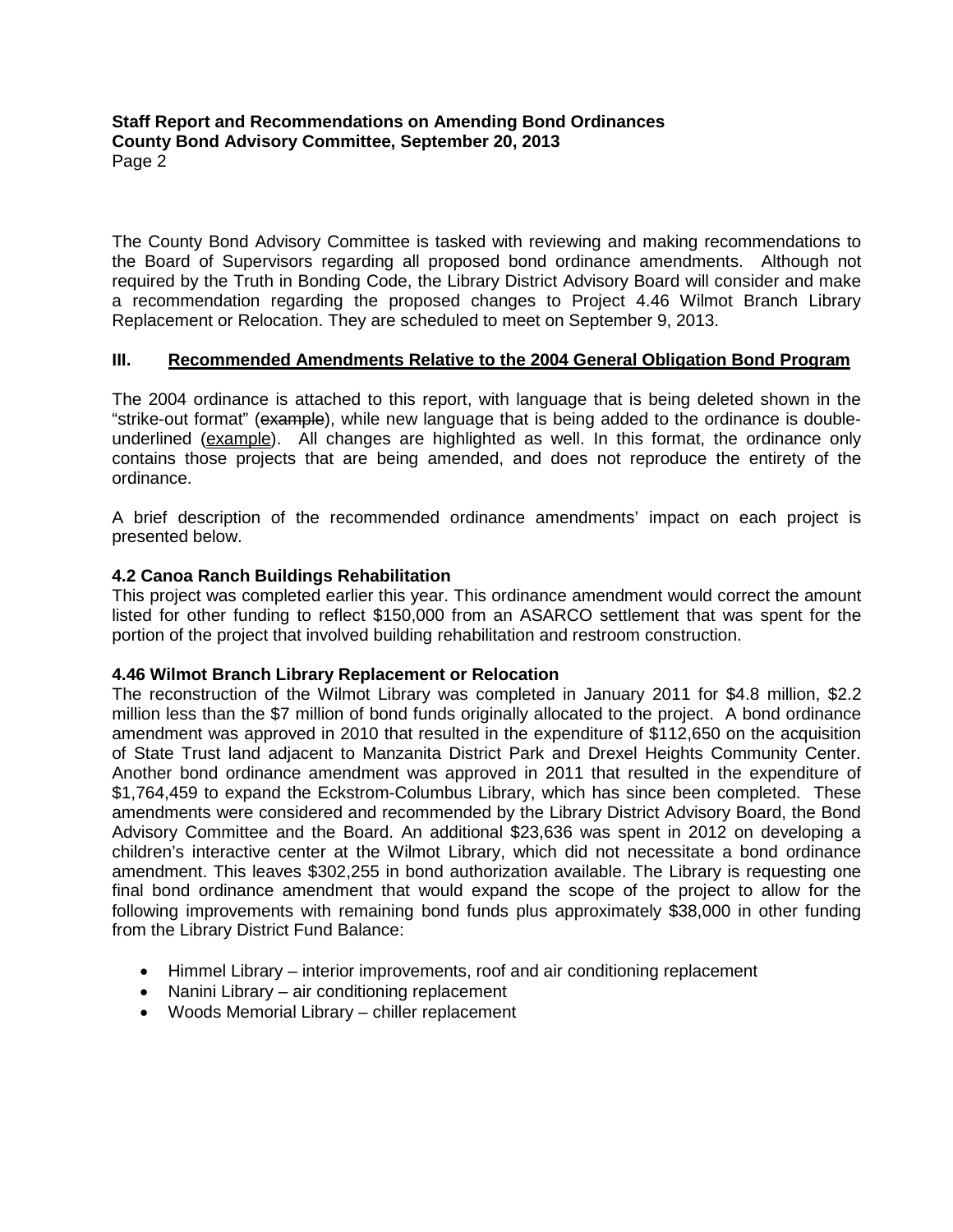The County Bond Advisory Committee is tasked with reviewing and making recommendations to the Board of Supervisors regarding all proposed bond ordinance amendments. Although not required by the Truth in Bonding Code, the Library District Advisory Board will consider and make a recommendation regarding the proposed changes to Project 4.46 Wilmot Branch Library Replacement or Relocation. They are scheduled to meet on September 9, 2013.

## III. Recommended Amendments Relative to the 2004 General Obligation Bond Program

The 2004 ordinance is attached to this report, with language that is being deleted shown in the "strike-out format" (~~example~~), while new language that is being added to the ordinance is double-underlined (example). All changes are highlighted as well. In this format, the ordinance only contains those projects that are being amended, and does not reproduce the entirety of the ordinance.

A brief description of the recommended ordinance amendments' impact on each project is presented below.

### 4.2 Canoa Ranch Buildings Rehabilitation

This project was completed earlier this year. This ordinance amendment would correct the amount listed for other funding to reflect $150,000 from an ASARCO settlement that was spent for the portion of the project that involved building rehabilitation and restroom construction.

### 4.46 Wilmot Branch Library Replacement or Relocation

The reconstruction of the Wilmot Library was completed in January 2011 for $4.8 million, $2.2 million less than the $7 million of bond funds originally allocated to the project. A bond ordinance amendment was approved in 2010 that resulted in the expenditure of $112,650 on the acquisition of State Trust land adjacent to Manzanita District Park and Drexel Heights Community Center. Another bond ordinance amendment was approved in 2011 that resulted in the expenditure of $1,764,459 to expand the Eckstrom-Columbus Library, which has since been completed. These amendments were considered and recommended by the Library District Advisory Board, the Bond Advisory Committee and the Board. An additional $23,636 was spent in 2012 on developing a children's interactive center at the Wilmot Library, which did not necessitate a bond ordinance amendment. This leaves $302,255 in bond authorization available. The Library is requesting one final bond ordinance amendment that would expand the scope of the project to allow for the following improvements with remaining bond funds plus approximately $38,000 in other funding from the Library District Fund Balance:

- Himmel Library – interior improvements, roof and air conditioning replacement
- Nanini Library – air conditioning replacement
- Woods Memorial Library – chiller replacement